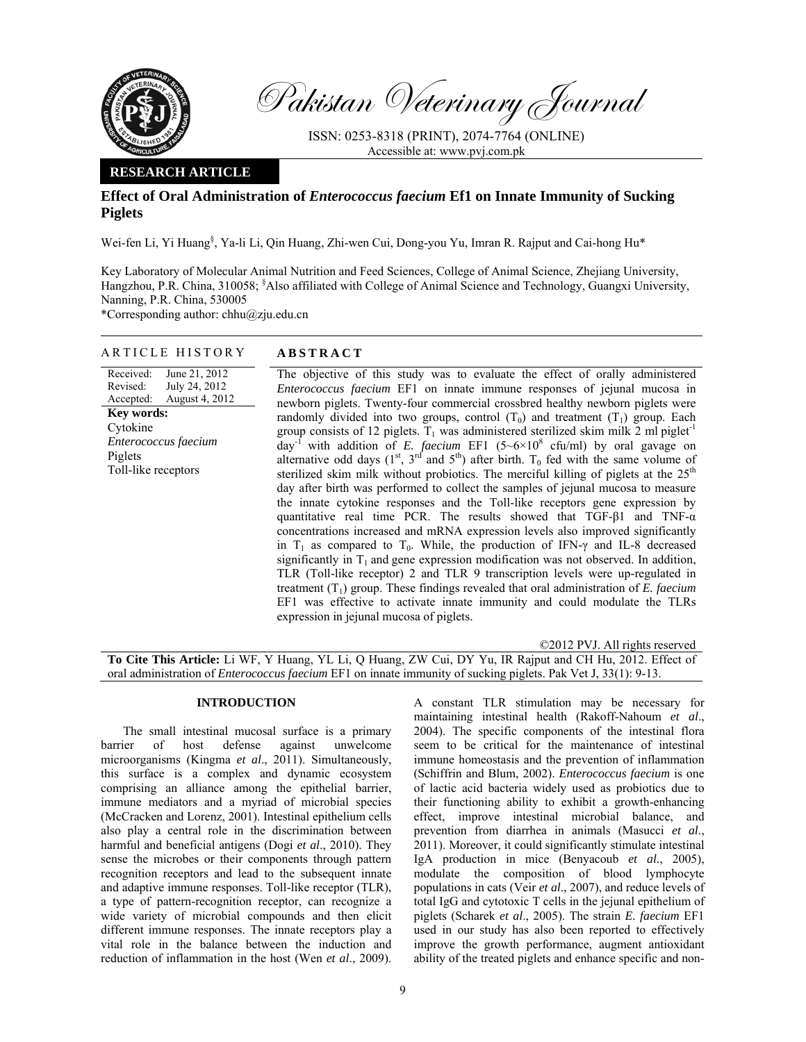Pakistan Veterinary Journal

ISSN: 0253-8318 (PRINT), 2074-7764 (ONLINE)
Accessible at: www.pvj.com.pk

**RESEARCH ARTICLE**

# Effect of Oral Administration of *Enterococcus faecium* Ef1 on Innate Immunity of Sucking Piglets

Wei-fen Li, Yi Huang[§], Ya-li Li, Qin Huang, Zhi-wen Cui, Dong-you Yu, Imran R. Rajput and Cai-hong Hu*

Key Laboratory of Molecular Animal Nutrition and Feed Sciences, College of Animal Science, Zhejiang University, Hangzhou, P.R. China, 310058; [§]Also affiliated with College of Animal Science and Technology, Guangxi University, Nanning, P.R. China, 530005

*Corresponding author: chhu@zju.edu.cn

## ARTICLE HISTORY

Received: June 21, 2012
Revised: July 24, 2012
Accepted: August 4, 2012

**Key words:**
Cytokine
*Enterococcus faecium*
Piglets
Toll-like receptors

## ABSTRACT

The objective of this study was to evaluate the effect of orally administered *Enterococcus faecium* EF1 on innate immune responses of jejunal mucosa in newborn piglets. Twenty-four commercial crossbred healthy newborn piglets were randomly divided into two groups, control ($T_0$) and treatment ($T_1$) group. Each group consists of 12 piglets. $T_1$ was administered sterilized skim milk 2 ml piglet$^{-1}$ day$^{-1}$ with addition of *E. faecium* EF1 ($5\sim6\times10^8$ cfu/ml) by oral gavage on alternative odd days (1[st], 3[rd] and 5[th]) after birth. $T_0$ fed with the same volume of sterilized skim milk without probiotics. The merciful killing of piglets at the 25[th] day after birth was performed to collect the samples of jejunal mucosa to measure the innate cytokine responses and the Toll-like receptors gene expression by quantitative real time PCR. The results showed that TGF-β1 and TNF-α concentrations increased and mRNA expression levels also improved significantly in $T_1$ as compared to $T_0$. While, the production of IFN-γ and IL-8 decreased significantly in $T_1$ and gene expression modification was not observed. In addition, TLR (Toll-like receptor) 2 and TLR 9 transcription levels were up-regulated in treatment ($T_1$) group. These findings revealed that oral administration of *E. faecium* EF1 was effective to activate innate immunity and could modulate the TLRs expression in jejunal mucosa of piglets.

©2012 PVJ. All rights reserved

**To Cite This Article:** Li WF, Y Huang, YL Li, Q Huang, ZW Cui, DY Yu, IR Rajput and CH Hu, 2012. Effect of oral administration of *Enterococcus faecium* EF1 on innate immunity of sucking piglets. Pak Vet J, 33(1): 9-13.

## INTRODUCTION

The small intestinal mucosal surface is a primary barrier of host defense against unwelcome microorganisms (Kingma *et al*., 2011). Simultaneously, this surface is a complex and dynamic ecosystem comprising an alliance among the epithelial barrier, immune mediators and a myriad of microbial species (McCracken and Lorenz, 2001). Intestinal epithelium cells also play a central role in the discrimination between harmful and beneficial antigens (Dogi *et al*., 2010). They sense the microbes or their components through pattern recognition receptors and lead to the subsequent innate and adaptive immune responses. Toll-like receptor (TLR), a type of pattern-recognition receptor, can recognize a wide variety of microbial compounds and then elicit different immune responses. The innate receptors play a vital role in the balance between the induction and reduction of inflammation in the host (Wen *et al*., 2009). A constant TLR stimulation may be necessary for maintaining intestinal health (Rakoff-Nahoum *et al*., 2004). The specific components of the intestinal flora seem to be critical for the maintenance of intestinal immune homeostasis and the prevention of inflammation (Schiffrin and Blum, 2002). *Enterococcus faecium* is one of lactic acid bacteria widely used as probiotics due to their functioning ability to exhibit a growth-enhancing effect, improve intestinal microbial balance, and prevention from diarrhea in animals (Masucci *et al*., 2011). Moreover, it could significantly stimulate intestinal IgA production in mice (Benyacoub *et al*., 2005), modulate the composition of blood lymphocyte populations in cats (Veir *et al*., 2007), and reduce levels of total IgG and cytotoxic T cells in the jejunal epithelium of piglets (Scharek *et al*., 2005). The strain *E. faecium* EF1 used in our study has also been reported to effectively improve the growth performance, augment antioxidant ability of the treated piglets and enhance specific and non-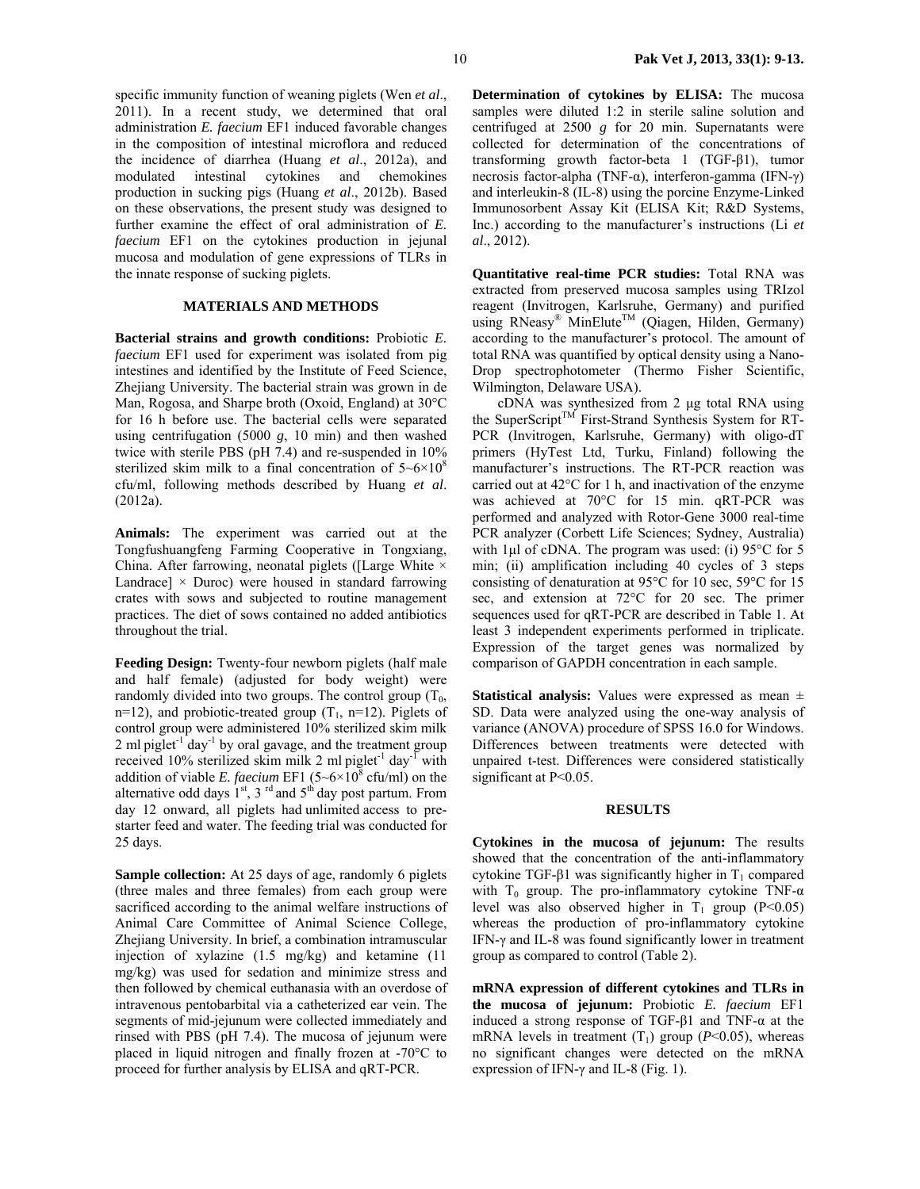specific immunity function of weaning piglets (Wen *et al*., 2011). In a recent study, we determined that oral administration *E. faecium* EF1 induced favorable changes in the composition of intestinal microflora and reduced the incidence of diarrhea (Huang *et al*., 2012a), and modulated intestinal cytokines and chemokines production in sucking pigs (Huang *et al*., 2012b). Based on these observations, the present study was designed to further examine the effect of oral administration of *E. faecium* EF1 on the cytokines production in jejunal mucosa and modulation of gene expressions of TLRs in the innate response of sucking piglets.

## MATERIALS AND METHODS

**Bacterial strains and growth conditions:** Probiotic *E. faecium* EF1 used for experiment was isolated from pig intestines and identified by the Institute of Feed Science, Zhejiang University. The bacterial strain was grown in de Man, Rogosa, and Sharpe broth (Oxoid, England) at 30°C for 16 h before use. The bacterial cells were separated using centrifugation (5000 *g*, 10 min) and then washed twice with sterile PBS (pH 7.4) and re-suspended in 10% sterilized skim milk to a final concentration of $5\sim6\times10^8$ cfu/ml, following methods described by Huang *et al*. (2012a).

**Animals:** The experiment was carried out at the Tongfushuangfeng Farming Cooperative in Tongxiang, China. After farrowing, neonatal piglets ([Large White × Landrace] × Duroc) were housed in standard farrowing crates with sows and subjected to routine management practices. The diet of sows contained no added antibiotics throughout the trial.

**Feeding Design:** Twenty-four newborn piglets (half male and half female) (adjusted for body weight) were randomly divided into two groups. The control group ($T_0$, n=12), and probiotic-treated group ($T_1$, n=12). Piglets of control group were administered 10% sterilized skim milk 2 ml piglet$^{-1}$ day$^{-1}$ by oral gavage, and the treatment group received 10% sterilized skim milk 2 ml piglet$^{-1}$ day$^{-1}$ with addition of viable *E. faecium* EF1 ($5\sim6\times10^8$ cfu/ml) on the alternative odd days 1st, 3rd and 5th day post partum. From day 12 onward, all piglets had unlimited access to pre-starter feed and water. The feeding trial was conducted for 25 days.

**Sample collection:** At 25 days of age, randomly 6 piglets (three males and three females) from each group were sacrificed according to the animal welfare instructions of Animal Care Committee of Animal Science College, Zhejiang University. In brief, a combination intramuscular injection of xylazine (1.5 mg/kg) and ketamine (11 mg/kg) was used for sedation and minimize stress and then followed by chemical euthanasia with an overdose of intravenous pentobarbital via a catheterized ear vein. The segments of mid-jejunum were collected immediately and rinsed with PBS (pH 7.4). The mucosa of jejunum were placed in liquid nitrogen and finally frozen at -70°C to proceed for further analysis by ELISA and qRT-PCR.

**Determination of cytokines by ELISA:** The mucosa samples were diluted 1:2 in sterile saline solution and centrifuged at 2500 *g* for 20 min. Supernatants were collected for determination of the concentrations of transforming growth factor-beta 1 (TGF-β1), tumor necrosis factor-alpha (TNF-α), interferon-gamma (IFN-γ) and interleukin-8 (IL-8) using the porcine Enzyme-Linked Immunosorbent Assay Kit (ELISA Kit; R&D Systems, Inc.) according to the manufacturer's instructions (Li *et al*., 2012).

**Quantitative real-time PCR studies:** Total RNA was extracted from preserved mucosa samples using TRIzol reagent (Invitrogen, Karlsruhe, Germany) and purified using RNeasy® MinElute™ (Qiagen, Hilden, Germany) according to the manufacturer's protocol. The amount of total RNA was quantified by optical density using a Nano-Drop spectrophotometer (Thermo Fisher Scientific, Wilmington, Delaware USA).

cDNA was synthesized from 2 µg total RNA using the SuperScript™ First-Strand Synthesis System for RT-PCR (Invitrogen, Karlsruhe, Germany) with oligo-dT primers (HyTest Ltd, Turku, Finland) following the manufacturer's instructions. The RT-PCR reaction was carried out at 42°C for 1 h, and inactivation of the enzyme was achieved at 70°C for 15 min. qRT-PCR was performed and analyzed with Rotor-Gene 3000 real-time PCR analyzer (Corbett Life Sciences; Sydney, Australia) with 1µl of cDNA. The program was used: (i) 95°C for 5 min; (ii) amplification including 40 cycles of 3 steps consisting of denaturation at 95°C for 10 sec, 59°C for 15 sec, and extension at 72°C for 20 sec. The primer sequences used for qRT-PCR are described in Table 1. At least 3 independent experiments performed in triplicate. Expression of the target genes was normalized by comparison of GAPDH concentration in each sample.

**Statistical analysis:** Values were expressed as mean ± SD. Data were analyzed using the one-way analysis of variance (ANOVA) procedure of SPSS 16.0 for Windows. Differences between treatments were detected with unpaired t-test. Differences were considered statistically significant at $P<0.05$.

## RESULTS

**Cytokines in the mucosa of jejunum:** The results showed that the concentration of the anti-inflammatory cytokine TGF-β1 was significantly higher in $T_1$ compared with $T_0$ group. The pro-inflammatory cytokine TNF-α level was also observed higher in $T_1$ group ($P<0.05$) whereas the production of pro-inflammatory cytokine IFN-γ and IL-8 was found significantly lower in treatment group as compared to control (Table 2).

**mRNA expression of different cytokines and TLRs in the mucosa of jejunum:** Probiotic *E. faecium* EF1 induced a strong response of TGF-β1 and TNF-α at the mRNA levels in treatment ($T_1$) group ($P<0.05$), whereas no significant changes were detected on the mRNA expression of IFN-γ and IL-8 (Fig. 1).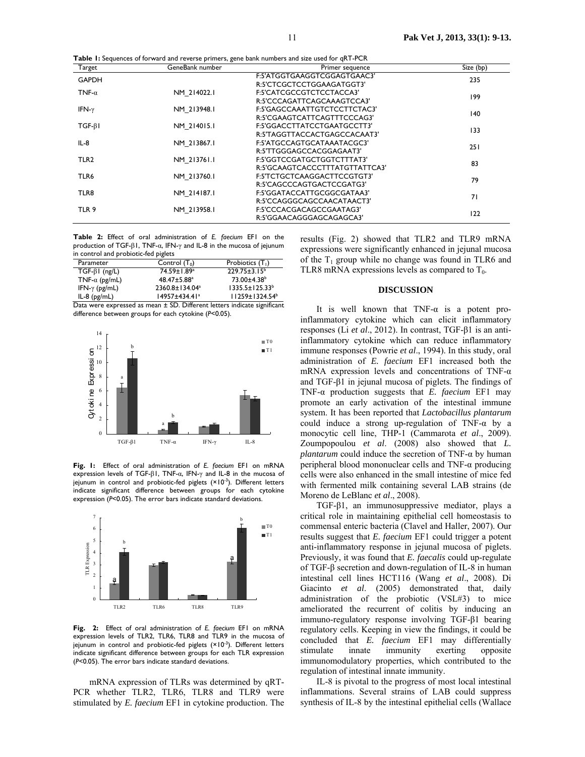**Table 1:** Sequences of forward and reverse primers, gene bank numbers and size used for qRT-PCR

| Target | GeneBank number | Primer sequence | Size (bp) |
|---|---|---|---|
| GAPDH | | F:5'ATGGTGAAGGTCGGAGTGAAC3' R:5'CTCGCTCCTGGAAGATGGT3' | 235 |
| TNF-α | NM_214022.1 | F:5'CATCGCCGTCTCCTACCA3' R:5'CCCAGATTCAGCAAAGTCCA3' | 199 |
| IFN-γ | NM_213948.1 | F:5'GAGCCAAATTGTCTCCTTCTAC3' R:5'CGAAGTCATTCAGTTTCCCAG3' | 140 |
| TGF-β1 | NM_214015.1 | F:5'GGACCTTATCCTGAATGCCTT3' R:5'TAGGTTACCACTGAGCCACAAT3' | 133 |
| IL-8 | NM_213867.1 | F:5'ATGCCAGTGCATAAATACGC3' R:5'TTGGGAGCCACGGAGAAT3' | 251 |
| TLR2 | NM_213761.1 | F:5'GGTCCGATGCTGGTCTTTAT3' R:5'GCAAGTCACCCTTTATGTTATTCA3' | 83 |
| TLR6 | NM_213760.1 | F:5'TCTGCTCAAGGACTTCCGTGT3' R:5'CAGCCCAGTGACTCCGATG3' | 79 |
| TLR8 | NM_214187.1 | F:5'GGATACCATTGCGGCGATAA3' R:5'CCAGGGCAGCCAACATAACT3' | 71 |
| TLR 9 | NM_213958.1 | F:5'CCCACGACAGCCGAATAG3' R:5'GGAACAGGGAGCAGAGCA3' | 122 |

**Table 2:** Effect of oral administration of *E. faecium* EF1 on the production of TGF-β1, TNF-α, IFN-γ and IL-8 in the mucosa of jejunum in control and probiotic-fed piglets

| Parameter | Control ($T_0$) | Probiotics ($T_1$) |
|---|---|---|
| TGF-β1 (ng/L) | 74.59±1.89[a] | 229.75±3.15[b] |
| TNF-α (pg/mL) | 48.47±5.88[a] | 73.00±4.38[b] |
| IFN-γ (pg/mL) | 2360.8±134.04[a] | 1335.5±125.33[b] |
| IL-8 (pg/mL) | 14957±434.41[a] | 11259±1324.54[b] |

Data were expressed as mean ± SD. Different letters indicate significant difference between groups for each cytokine (*P*<0.05).

Cytokine Expression
T0
T1
TGF-β1 TNF-α IFN-γ IL-8
a b a b

**Fig. 1:** Effect of oral administration of *E. faecium* EF1 on mRNA expression levels of TGF-β1, TNF-α, IFN-γ and IL-8 in the mucosa of jejunum in control and probiotic-fed piglets ($\times 10^{-3}$). Different letters indicate significant difference between groups for each cytokine expression (*P*<0.05). The error bars indicate standard deviations.

TLR Expression
T0
T1
TLR2 TLR6 TLR8 TLR9
a b a b

**Fig. 2:** Effect of oral administration of *E. faecium* EF1 on mRNA expression levels of TLR2, TLR6, TLR8 and TLR9 in the mucosa of jejunum in control and probiotic-fed piglets ($\times 10^{-3}$). Different letters indicate significant difference between groups for each TLR expression (*P*<0.05). The error bars indicate standard deviations.

mRNA expression of TLRs was determined by qRT-PCR whether TLR2, TLR6, TLR8 and TLR9 were stimulated by *E. faecium* EF1 in cytokine production. The results (Fig. 2) showed that TLR2 and TLR9 mRNA expressions were significantly enhanced in jejunal mucosa of the $T_1$ group while no change was found in TLR6 and TLR8 mRNA expressions levels as compared to $T_0$.

## DISCUSSION

It is well known that TNF-α is a potent pro-inflammatory cytokine which can elicit inflammatory responses (Li *et al*., 2012). In contrast, TGF-β1 is an anti-inflammatory cytokine which can reduce inflammatory immune responses (Powrie *et al*., 1994). In this study, oral administration of *E. faecium* EF1 increased both the mRNA expression levels and concentrations of TNF-α and TGF-β1 in jejunal mucosa of piglets. The findings of TNF-α production suggests that *E. faecium* EF1 may promote an early activation of the intestinal immune system. It has been reported that ***Lactobacillus plantarum*** could induce a strong up-regulation of TNF-α by a monocytic cell line, THP-1 (Cammarota *et al*., 2009). Zoumpopoulou *et al*. (2008) also showed that *L. plantarum* could induce the secretion of TNF-α by human peripheral blood mononuclear cells and TNF-α producing cells were also enhanced in the small intestine of mice fed with fermented milk containing several LAB strains (de Moreno de LeBlanc *et al*., 2008).

TGF-β1, an immunosuppressive mediator, plays a critical role in maintaining epithelial cell homeostasis to commensal enteric bacteria (Clavel and Haller, 2007). Our results suggest that *E. faecium* EF1 could trigger a potent anti-inflammatory response in jejunal mucosa of piglets. Previously, it was found that *E. faecalis* could up-regulate of TGF-β secretion and down-regulation of IL-8 in human intestinal cell lines HCT116 (Wang *et al*., 2008). Di Giacinto *et al*. (2005) demonstrated that, daily administration of the probiotic (VSL#3) to mice ameliorated the recurrent of colitis by inducing an immuno-regulatory response involving TGF-β1 bearing regulatory cells. Keeping in view the findings, it could be concluded that *E. faecium* EF1 may differentially stimulate innate immunity exerting opposite immunomodulatory properties, which contributed to the regulation of intestinal innate immunity.

IL-8 is pivotal to the progress of most local intestinal inflammations. Several strains of LAB could suppress synthesis of IL-8 by the intestinal epithelial cells (Wallace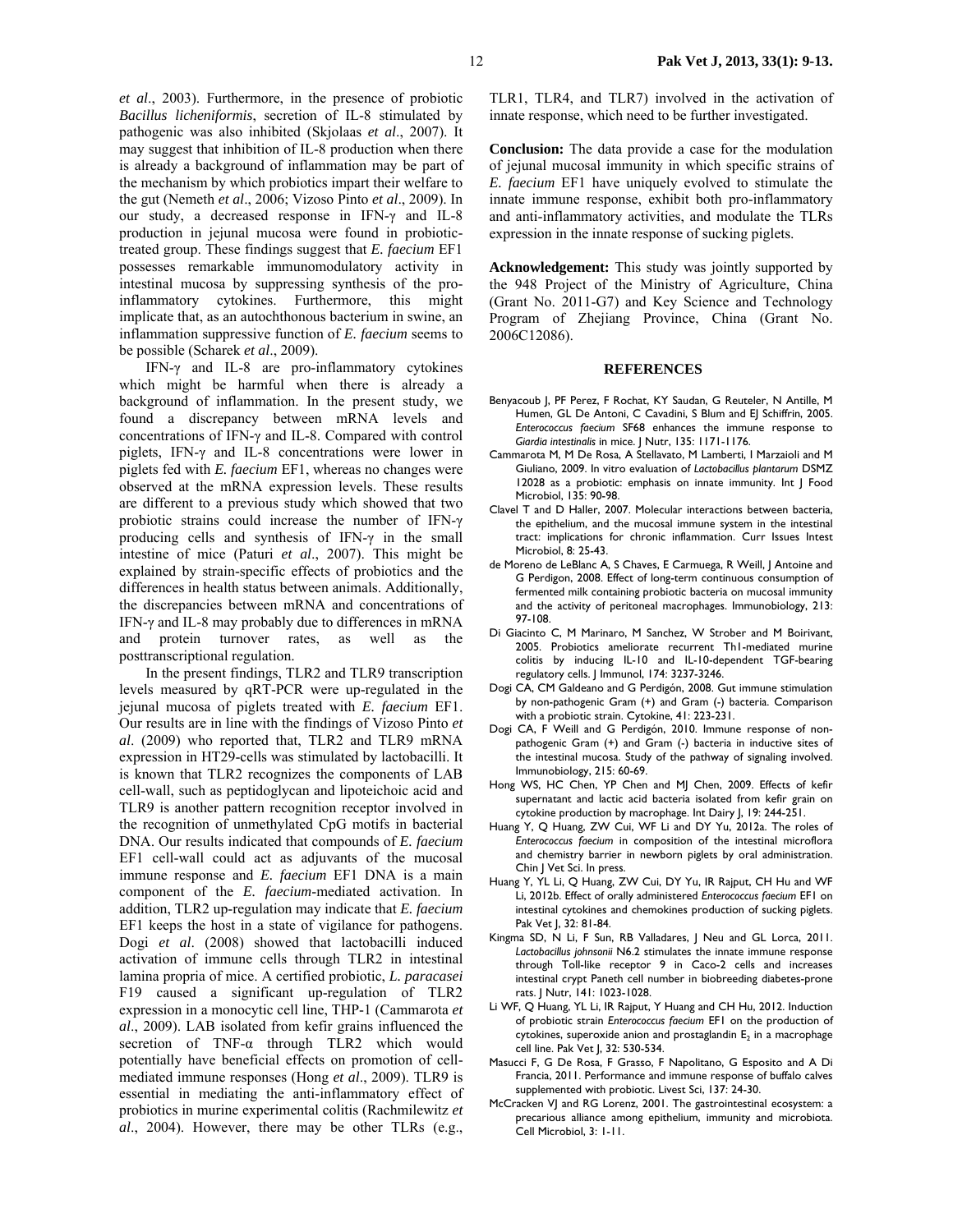*et al*., 2003). Furthermore, in the presence of probiotic *Bacillus licheniformis*, secretion of IL-8 stimulated by pathogenic was also inhibited (Skjolaas *et al*., 2007). It may suggest that inhibition of IL-8 production when there is already a background of inflammation may be part of the mechanism by which probiotics impart their welfare to the gut (Nemeth *et al*., 2006; Vizoso Pinto *et al*., 2009). In our study, a decreased response in IFN-γ and IL-8 production in jejunal mucosa were found in probiotic-treated group. These findings suggest that *E. faecium* EF1 possesses remarkable immunomodulatory activity in intestinal mucosa by suppressing synthesis of the pro-inflammatory cytokines. Furthermore, this might implicate that, as an autochthonous bacterium in swine, an inflammation suppressive function of *E. faecium* seems to be possible (Scharek *et al*., 2009).

IFN-γ and IL-8 are pro-inflammatory cytokines which might be harmful when there is already a background of inflammation. In the present study, we found a discrepancy between mRNA levels and concentrations of IFN-γ and IL-8. Compared with control piglets, IFN-γ and IL-8 concentrations were lower in piglets fed with *E. faecium* EF1, whereas no changes were observed at the mRNA expression levels. These results are different to a previous study which showed that two probiotic strains could increase the number of IFN-γ producing cells and synthesis of IFN-γ in the small intestine of mice (Paturi *et al*., 2007). This might be explained by strain-specific effects of probiotics and the differences in health status between animals. Additionally, the discrepancies between mRNA and concentrations of IFN-γ and IL-8 may probably due to differences in mRNA and protein turnover rates, as well as the posttranscriptional regulation.

In the present findings, TLR2 and TLR9 transcription levels measured by qRT-PCR were up-regulated in the jejunal mucosa of piglets treated with *E. faecium* EF1. Our results are in line with the findings of Vizoso Pinto *et al*. (2009) who reported that, TLR2 and TLR9 mRNA expression in HT29-cells was stimulated by lactobacilli. It is known that TLR2 recognizes the components of LAB cell-wall, such as peptidoglycan and lipoteichoic acid and TLR9 is another pattern recognition receptor involved in the recognition of unmethylated CpG motifs in bacterial DNA. Our results indicated that compounds of *E. faecium* EF1 cell-wall could act as adjuvants of the mucosal immune response and *E. faecium* EF1 DNA is a main component of the *E. faecium*-mediated activation. In addition, TLR2 up-regulation may indicate that *E. faecium* EF1 keeps the host in a state of vigilance for pathogens. Dogi *et al*. (2008) showed that lactobacilli induced activation of immune cells through TLR2 in intestinal lamina propria of mice. A certified probiotic, *L. paracasei* F19 caused a significant up-regulation of TLR2 expression in a monocytic cell line, THP-1 (Cammarota *et al*., 2009). LAB isolated from kefir grains influenced the secretion of TNF-α through TLR2 which would potentially have beneficial effects on promotion of cell-mediated immune responses (Hong *et al*., 2009). TLR9 is essential in mediating the anti-inflammatory effect of probiotics in murine experimental colitis (Rachmilewitz *et al*., 2004). However, there may be other TLRs (e.g., TLR1, TLR4, and TLR7) involved in the activation of innate response, which need to be further investigated.

**Conclusion:** The data provide a case for the modulation of jejunal mucosal immunity in which specific strains of *E. faecium* EF1 have uniquely evolved to stimulate the innate immune response, exhibit both pro-inflammatory and anti-inflammatory activities, and modulate the TLRs expression in the innate response of sucking piglets.

**Acknowledgement:** This study was jointly supported by the 948 Project of the Ministry of Agriculture, China (Grant No. 2011-G7) and Key Science and Technology Program of Zhejiang Province, China (Grant No. 2006C12086).

## REFERENCES

Benyacoub J, PF Perez, F Rochat, KY Saudan, G Reuteler, N Antille, M Humen, GL De Antoni, C Cavadini, S Blum and EJ Schiffrin, 2005. *Enterococcus faecium* SF68 enhances the immune response to *Giardia intestinalis* in mice. J Nutr, 135: 1171-1176.

Cammarota M, M De Rosa, A Stellavato, M Lamberti, I Marzaioli and M Giuliano, 2009. In vitro evaluation of *Lactobacillus plantarum* DSMZ 12028 as a probiotic: emphasis on innate immunity. Int J Food Microbiol, 135: 90-98.

Clavel T and D Haller, 2007. Molecular interactions between bacteria, the epithelium, and the mucosal immune system in the intestinal tract: implications for chronic inflammation. Curr Issues Intest Microbiol, 8: 25-43.

de Moreno de LeBlanc A, S Chaves, E Carmuega, R Weill, J Antoine and G Perdigon, 2008. Effect of long-term continuous consumption of fermented milk containing probiotic bacteria on mucosal immunity and the activity of peritoneal macrophages. Immunobiology, 213: 97-108.

Di Giacinto C, M Marinaro, M Sanchez, W Strober and M Boirivant, 2005. Probiotics ameliorate recurrent Th1-mediated murine colitis by inducing IL-10 and IL-10-dependent TGF-bearing regulatory cells. J Immunol, 174: 3237-3246.

Dogi CA, CM Galdeano and G Perdigón, 2008. Gut immune stimulation by non-pathogenic Gram (+) and Gram (-) bacteria. Comparison with a probiotic strain. Cytokine, 41: 223-231.

Dogi CA, F Weill and G Perdigón, 2010. Immune response of non-pathogenic Gram (+) and Gram (-) bacteria in inductive sites of the intestinal mucosa. Study of the pathway of signaling involved. Immunobiology, 215: 60-69.

Hong WS, HC Chen, YP Chen and MJ Chen, 2009. Effects of kefir supernatant and lactic acid bacteria isolated from kefir grain on cytokine production by macrophage. Int Dairy J, 19: 244-251.

Huang Y, Q Huang, ZW Cui, WF Li and DY Yu, 2012a. The roles of *Enterococcus faecium* in composition of the intestinal microflora and chemistry barrier in newborn piglets by oral administration. Chin J Vet Sci. In press.

Huang Y, YL Li, Q Huang, ZW Cui, DY Yu, IR Rajput, CH Hu and WF Li, 2012b. Effect of orally administered *Enterococcus faecium* EF1 on intestinal cytokines and chemokines production of sucking piglets. Pak Vet J, 32: 81-84.

Kingma SD, N Li, F Sun, RB Valladares, J Neu and GL Lorca, 2011. *Lactobacillus johnsonii* N6.2 stimulates the innate immune response through Toll-like receptor 9 in Caco-2 cells and increases intestinal crypt Paneth cell number in biobreeding diabetes-prone rats. J Nutr, 141: 1023-1028.

Li WF, Q Huang, YL Li, IR Rajput, Y Huang and CH Hu, 2012. Induction of probiotic strain *Enterococcus faecium* EF1 on the production of cytokines, superoxide anion and prostaglandin $E_2$ in a macrophage cell line. Pak Vet J, 32: 530-534.

Masucci F, G De Rosa, F Grasso, F Napolitano, G Esposito and A Di Francia, 2011. Performance and immune response of buffalo calves supplemented with probiotic. Livest Sci, 137: 24-30.

McCracken VJ and RG Lorenz, 2001. The gastrointestinal ecosystem: a precarious alliance among epithelium, immunity and microbiota. Cell Microbiol, 3: 1-11.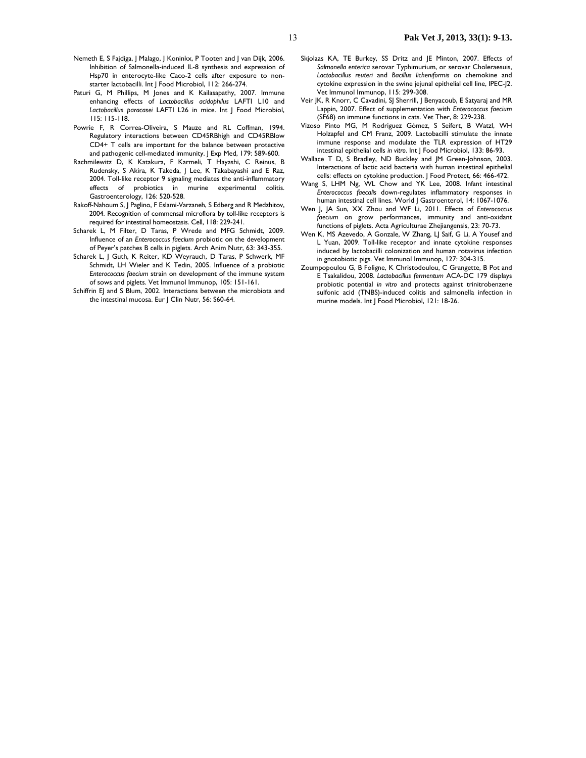Nemeth E, S Fajdiga, J Malago, J Koninkx, P Tooten and J van Dijk, 2006. Inhibition of Salmonella-induced IL-8 synthesis and expression of Hsp70 in enterocyte-like Caco-2 cells after exposure to non-starter lactobacilli. Int J Food Microbiol, 112: 266-274.

Paturi G, M Phillips, M Jones and K Kailasapathy, 2007. Immune enhancing effects of *Lactobacillus acidophilus* LAFTI L10 and *Lactobacillus paracasei* LAFTI L26 in mice. Int J Food Microbiol, 115: 115-118.

Powrie F, R Correa-Oliveira, S Mauze and RL Coffman, 1994. Regulatory interactions between CD45RBhigh and CD45RBlow CD4+ T cells are important for the balance between protective and pathogenic cell-mediated immunity. J Exp Med, 179: 589-600.

Rachmilewitz D, K Katakura, F Karmeli, T Hayashi, C Reinus, B Rudensky, S Akira, K Takeda, J Lee, K Takabayashi and E Raz, 2004. Toll-like receptor 9 signaling mediates the anti-inflammatory effects of probiotics in murine experimental colitis. Gastroenterology, 126: 520-528.

Rakoff-Nahoum S, J Paglino, F Eslami-Varzaneh, S Edberg and R Medzhitov, 2004. Recognition of commensal microflora by toll-like receptors is required for intestinal homeostasis. Cell, 118: 229-241.

Scharek L, M Filter, D Taras, P Wrede and MFG Schmidt, 2009. Influence of an *Enterococcus faecium* probiotic on the development of Peyer's patches B cells in piglets. Arch Anim Nutr, 63: 343-355.

Scharek L, J Guth, K Reiter, KD Weyrauch, D Taras, P Schwerk, MF Schmidt, LH Wieler and K Tedin, 2005. Influence of a probiotic *Enterococcus faecium* strain on development of the immune system of sows and piglets. Vet Immunol Immunop, 105: 151-161.

Schiffrin EJ and S Blum, 2002. Interactions between the microbiota and the intestinal mucosa. Eur J Clin Nutr, 56: S60-64.

Skjolaas KA, TE Burkey, SS Dritz and JE Minton, 2007. Effects of *Salmonella enterica* serovar Typhimurium, or serovar Choleraesuis, *Lactobacillus reuteri* and *Bacillus licheniformis* on chemokine and cytokine expression in the swine jejunal epithelial cell line, IPEC-J2. Vet Immunol Immunop, 115: 299-308.

Veir JK, R Knorr, C Cavadini, SJ Sherrill, J Benyacoub, E Satyaraj and MR Lappin, 2007. Effect of supplementation with *Enterococcus faecium* (SF68) on immune functions in cats. Vet Ther, 8: 229-238.

Vizoso Pinto MG, M Rodriguez Gómez, S Seifert, B Watzl, WH Holzapfel and CM Franz, 2009. Lactobacilli stimulate the innate immune response and modulate the TLR expression of HT29 intestinal epithelial cells *in vitro*. Int J Food Microbiol, 133: 86-93.

Wallace T D, S Bradley, ND Buckley and JM Green-Johnson, 2003. Interactions of lactic acid bacteria with human intestinal epithelial cells: effects on cytokine production. J Food Protect, 66: 466-472.

Wang S, LHM Ng, WL Chow and YK Lee, 2008. Infant intestinal *Enterococcus faecalis* down-regulates inflammatory responses in human intestinal cell lines. World J Gastroenterol, 14: 1067-1076.

Wen J, JA Sun, XX Zhou and WF Li, 2011. Effects of *Enterococcus faecium* on grow performances, immunity and anti-oxidant functions of piglets. Acta Agriculturae Zhejiangensis, 23: 70-73.

Wen K, MS Azevedo, A Gonzale, W Zhang, LJ Saif, G Li, A Yousef and L Yuan, 2009. Toll-like receptor and innate cytokine responses induced by lactobacilli colonization and human rotavirus infection in gnotobiotic pigs. Vet Immunol Immunop, 127: 304-315.

Zoumpopoulou G, B Foligne, K Christodoulou, C Grangette, B Pot and E Tsakalidou, 2008. *Lactobacillus fermentum* ACA-DC 179 displays probiotic potential *in vitro* and protects against trinitrobenzene sulfonic acid (TNBS)-induced colitis and salmonella infection in murine models. Int J Food Microbiol, 121: 18-26.